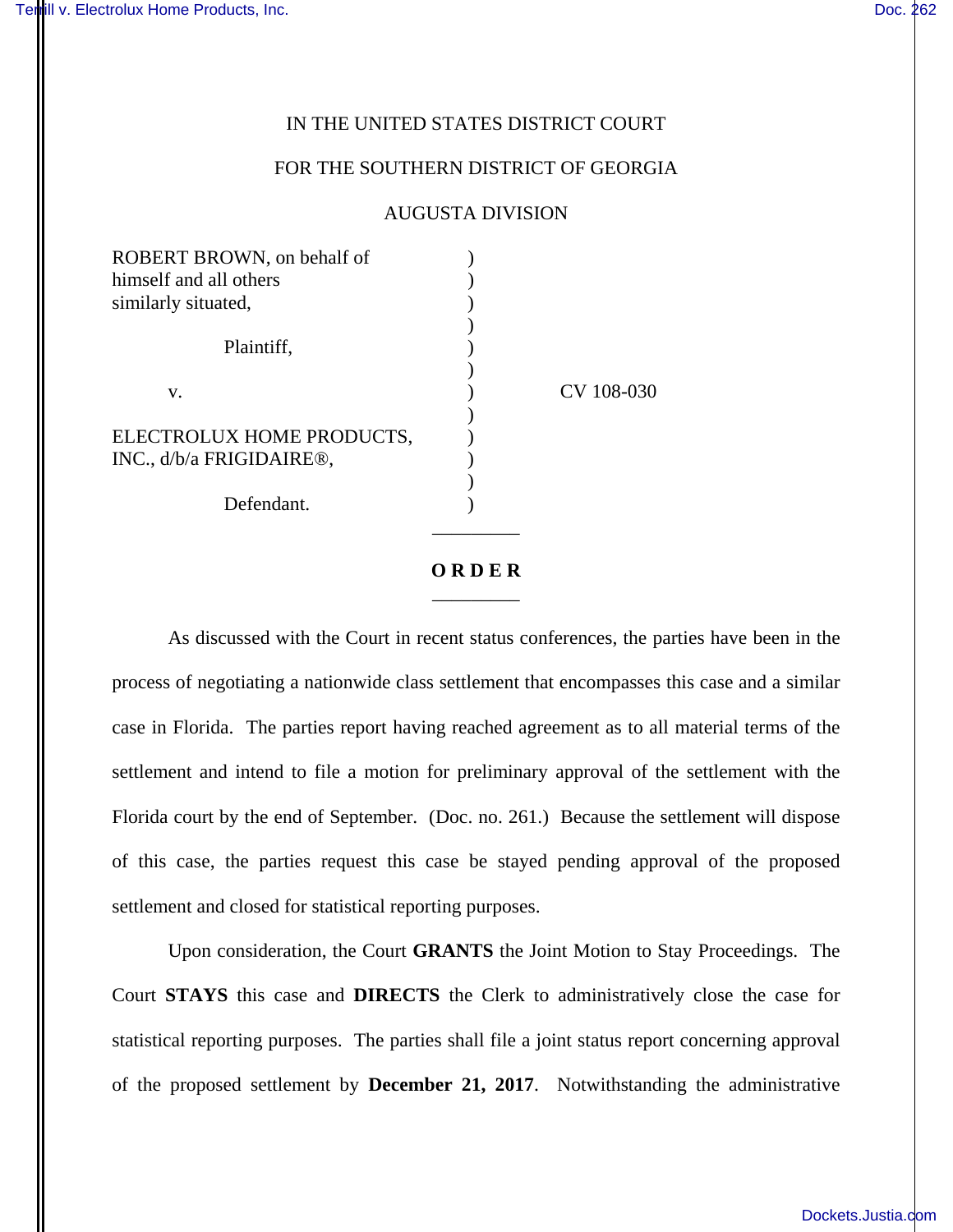IN THE UNITED STATES DISTRICT COURT

FOR THE SOUTHERN DISTRICT OF GEORGIA

AUGUSTA DIVISION

ROBERT BROWN, on behalf of himself and all others similarly situated,

Plaintiff,

v.

ELECTROLUX HOME PRODUCTS, INC., d/b/a FRIGIDAIRE®,

Defendant.

CV 108-030

**O R D E R**

As discussed with the Court in recent status conferences, the parties have been in the process of negotiating a nationwide class settlement that encompasses this case and a similar case in Florida. The parties report having reached agreement as to all material terms of the settlement and intend to file a motion for preliminary approval of the settlement with the Florida court by the end of September. (Doc. no. 261.) Because the settlement will dispose of this case, the parties request this case be stayed pending approval of the proposed settlement and closed for statistical reporting purposes.

Upon consideration, the Court **GRANTS** the Joint Motion to Stay Proceedings. The Court **STAYS** this case and **DIRECTS** the Clerk to administratively close the case for statistical reporting purposes. The parties shall file a joint status report concerning approval of the proposed settlement by **December 21, 2017**. Notwithstanding the administrative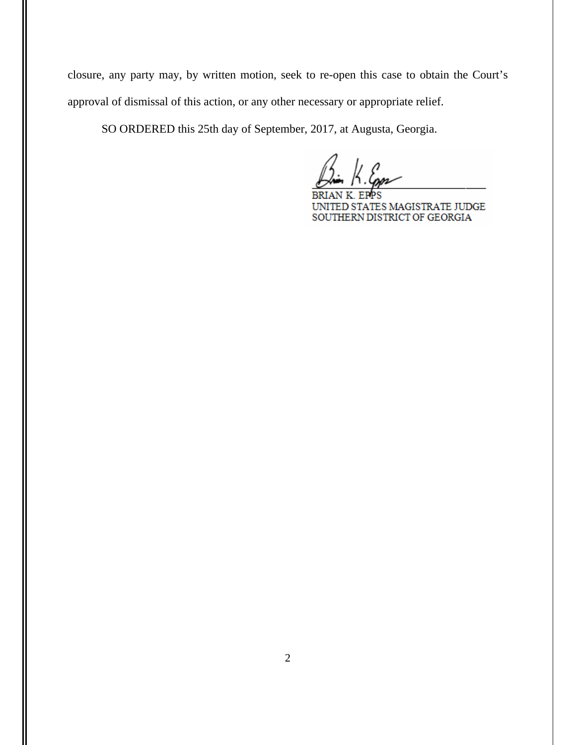closure, any party may, by written motion, seek to re-open this case to obtain the Court's approval of dismissal of this action, or any other necessary or appropriate relief.

SO ORDERED this 25th day of September, 2017, at Augusta, Georgia.

BRIAN K. EPPS
UNITED STATES MAGISTRATE JUDGE
SOUTHERN DISTRICT OF GEORGIA